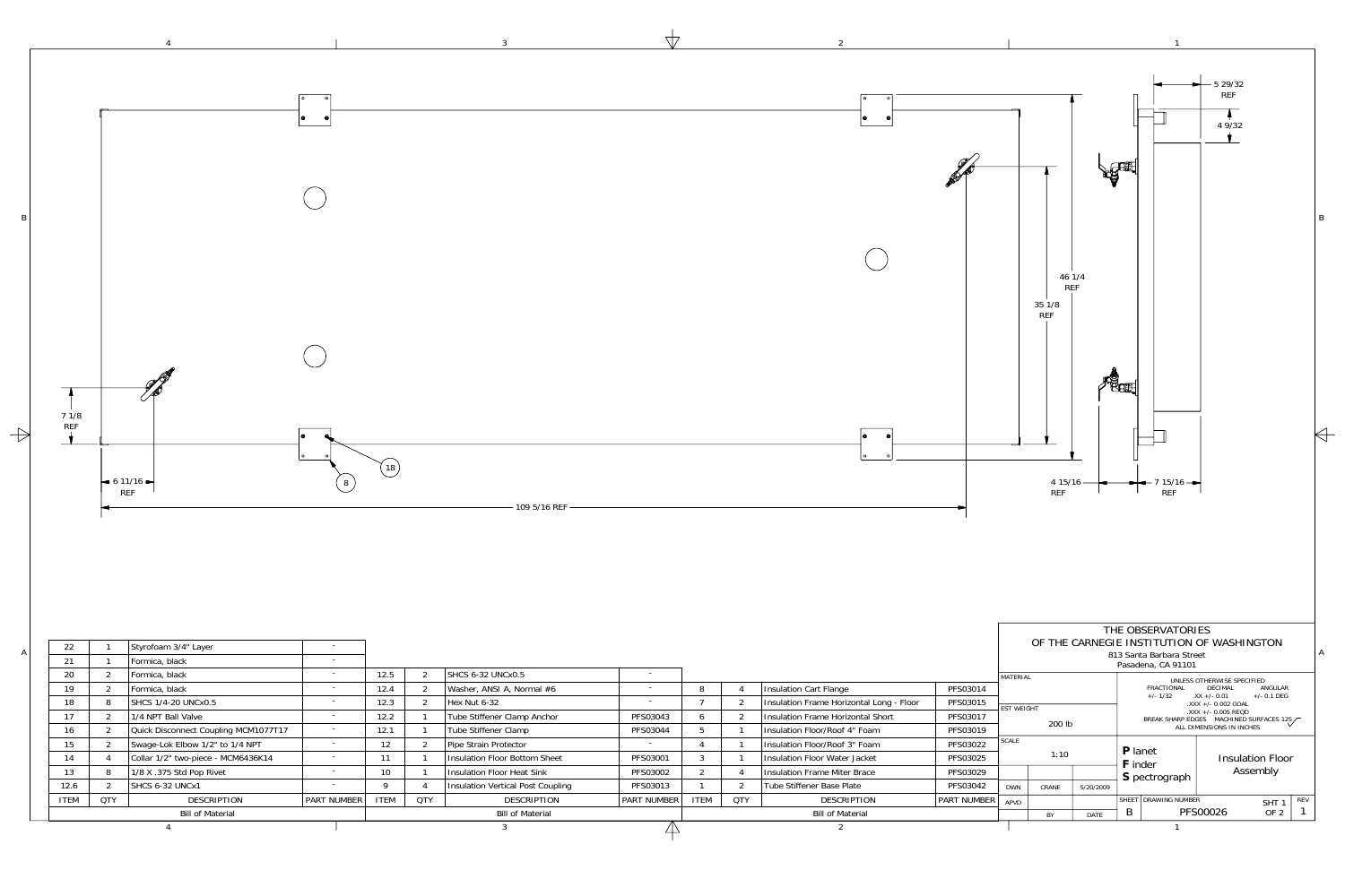## Bill of Material

| ITEM | QTY | DESCRIPTION | PART NUMBER |
|---|---|---|---|
| 22 | 1 | Styrofoam 3/4" Layer | - |
| 21 | 1 | Formica, black | - |
| 20 | 2 | Formica, black | - |
| 19 | 2 | Formica, black | - |
| 18 | 8 | SHCS 1/4-20 UNCx0.5 | - |
| 17 | 2 | 1/4 NPT Ball Valve | - |
| 16 | 2 | Quick Disconnect Coupling MCM1077T17 | - |
| 15 | 2 | Swage-Lok Elbow 1/2" to 1/4 NPT | - |
| 14 | 4 | Collar 1/2" two-piece - MCM6436K14 | - |
| 13 | 8 | 1/8 X .375 Std Pop Rivet | - |
| 12.6 | 2 | SHCS 6-32 UNCx1 | - |
| 12.5 | 2 | SHCS 6-32 UNCx0.5 | - |
| 12.4 | 2 | Washer, ANSI A, Normal #6 | - |
| 12.3 | 2 | Hex Nut 6-32 | - |
| 12.2 | 1 | Tube Stiffener Clamp Anchor | PFS03043 |
| 12.1 | 1 | Tube Stiffener Clamp | PFS03044 |
| 12 | 2 | Pipe Strain Protector | - |
| 11 | 1 | Insulation Floor Bottom Sheet | PFS03001 |
| 10 | 1 | Insulation Floor Heat Sink | PFS03002 |
| 9 | 4 | Insulation Vertical Post Coupling | PFS03013 |
| 8 | 4 | Insulation Cart Flange | PFS03014 |
| 7 | 2 | Insulation Frame Horizontal Long - Floor | PFS03015 |
| 6 | 2 | Insulation Frame Horizontal Short | PFS03017 |
| 5 | 1 | Insulation Floor/Roof 4" Foam | PFS03019 |
| 4 | 1 | Insulation Floor/Roof 3" Foam | PFS03022 |
| 3 | 1 | Insulation Floor Water Jacket | PFS03025 |
| 2 | 4 | Insulation Frame Miter Brace | PFS03029 |
| 1 | 2 | Tube Stiffener Base Plate | PFS03042 |

THE OBSERVATORIES
OF THE CARNEGIE INSTITUTION OF WASHINGTON
813 Santa Barbara Street
Pasadena, CA 91101

UNLESS OTHERWISE SPECIFIED
FRACTIONAL +/- 1/32 | DECIMAL .XX +/- 0.01, .XXX +/- 0.002 GOAL, .XXX +/- 0.005 REQD | ANGULAR +/- 0.1 DEG
BREAK SHARP EDGES MACHINED SURFACES 125
ALL DIMENSIONS IN INCHES

| MATERIAL | |
|---|---|
| EST WEIGHT | 200 lb |
| SCALE | 1:10 |
| DWN | CRANE 5/20/2009 |
| APVD | |

**P**lanet **F**inder **S**pectrograph

Insulation Floor Assembly

| SHEET | DRAWING NUMBER | SHT | REV |
|---|---|---|---|
| B | PFS00026 | SHT 1 OF 2 | 1 |

Dimensions: 5 29/32 REF; 4 9/32; 46 1/4 REF; 35 1/8 REF; 7 1/8 REF; 6 11/16 REF; 109 5/16 REF; 4 15/16 REF; 7 15/16 REF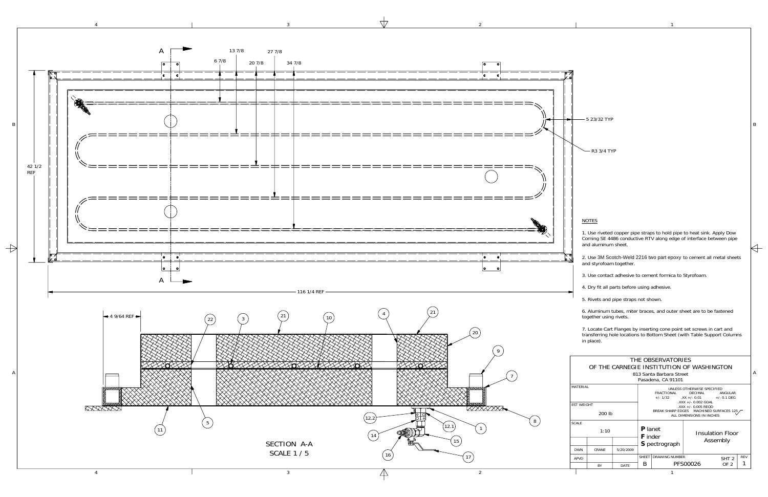A — A

6 7/8
13 7/8
20 7/8
27 7/8
34 7/8

5 23/32 TYP

R3 3/4 TYP

42 1/2
REF

116 1/4 REF

4 9/64 REF

22 3 21 10 4 21 20 9 7 8 11 5 12.2 12.1 1 14 15 16 17

SECTION A-A
SCALE 1 / 5

## NOTES

1. Use riveted copper pipe straps to hold pipe to heat sink. Apply Dow Corning SE 4486 conductive RTV along edge of interface between pipe and aluminum sheet.

2. Use 3M Scotch-Weld 2216 two part epoxy to cement all metal sheets and styrofoam together.

3. Use contact adhesive to cement formica to Styrofoam.

4. Dry fit all parts before using adhesive.

5. Rivets and pipe straps not shown.

6. Aluminum tubes, miter braces, and outer sheet are to be fastened together using rivets.

7. Locate Cart Flanges by inserting cone point set screws in cart and transferring hole locations to Bottom Sheet (with Table Support Columns in place).

THE OBSERVATORIES
OF THE CARNEGIE INSTITUTION OF WASHINGTON
813 Santa Barbara Street
Pasadena, CA 91101

| | | |
|---|---|---|
| MATERIAL | | UNLESS OTHERWISE SPECIFIED<br>FRACTIONAL +/- 1/32 DECIMAL .XX +/- 0.01 .XXX +/- 0.002 GOAL .XXX +/- 0.005 REQD ANGULAR +/- 0.1 DEG<br>BREAK SHARP EDGES MACHINED SURFACES 125<br>ALL DIMENSIONS IN INCHES |
| EST WEIGHT | 200 lb | |
| SCALE | 1:10 | **P**lanet **F**inder **S**pectrograph — Insulation Floor Assembly |
| DWN | CRANE 5/20/2009 | SHEET B — DRAWING NUMBER PFS00026 — SHT 2 OF 2 — REV 1 |
| APVD | BY DATE | |